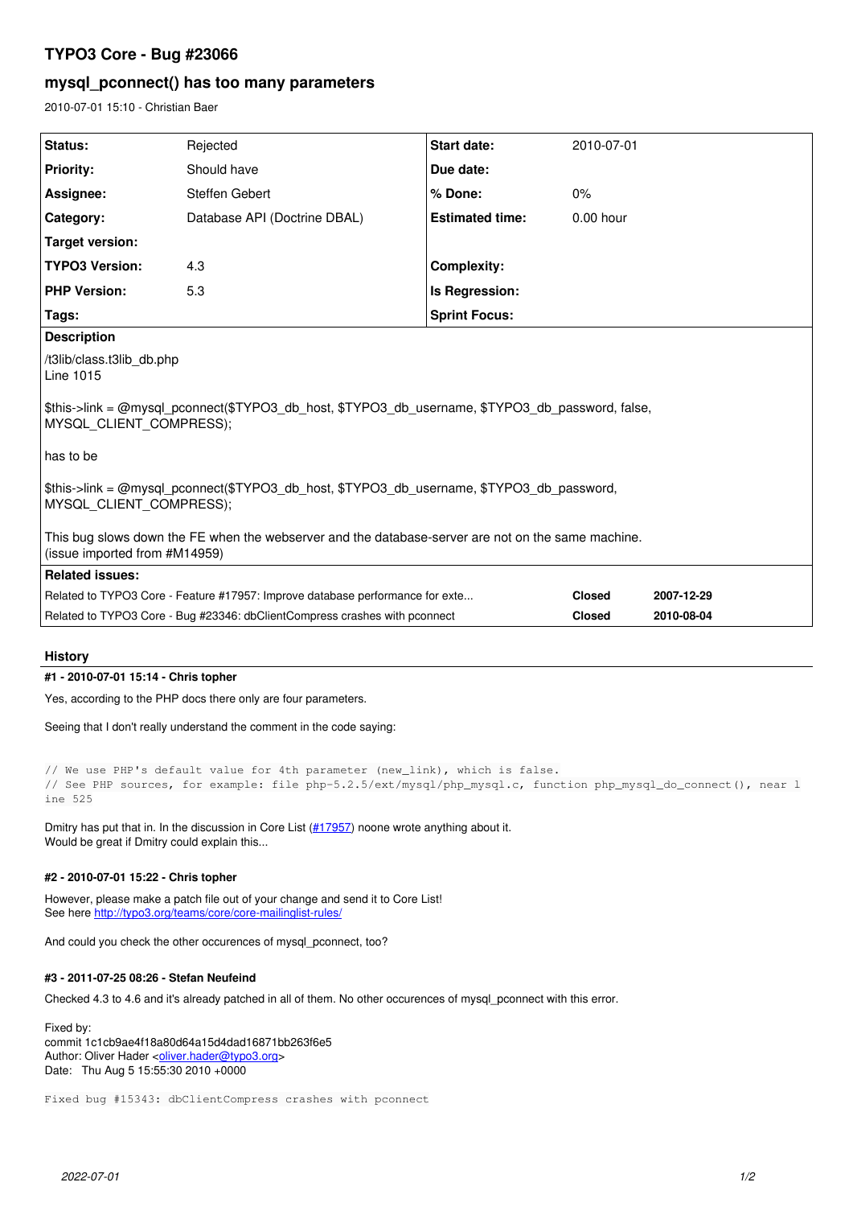# TYPO3 Core - Bug #23066

## mysql_pconnect() has too many parameters

2010-07-01 15:10 - Christian Baer

| Status: | Rejected | Start date: | 2010-07-01 |
|---|---|---|---|
| Priority: | Should have | Due date: | |
| Assignee: | Steffen Gebert | % Done: | 0% |
| Category: | Database API (Doctrine DBAL) | Estimated time: | 0.00 hour |
| Target version: | | | |
| TYPO3 Version: | 4.3 | Complexity: | |
| PHP Version: | 5.3 | Is Regression: | |
| Tags: | | Sprint Focus: | |

**Description**

/t3lib/class.t3lib_db.php
Line 1015

$this->link = @mysql_pconnect($TYPO3_db_host, $TYPO3_db_username, $TYPO3_db_password, false, MYSQL_CLIENT_COMPRESS);

has to be

$this->link = @mysql_pconnect($TYPO3_db_host, $TYPO3_db_username, $TYPO3_db_password, MYSQL_CLIENT_COMPRESS);

This bug slows down the FE when the webserver and the database-server are not on the same machine.
(issue imported from #M14959)

**Related issues:**

| | | |
|---|---|---|
| Related to TYPO3 Core - Feature #17957: Improve database performance for exte... | Closed | 2007-12-29 |
| Related to TYPO3 Core - Bug #23346: dbClientCompress crashes with pconnect | Closed | 2010-08-04 |

## History

### #1 - 2010-07-01 15:14 - Chris topher

Yes, according to the PHP docs there only are four parameters.

Seeing that I don't really understand the comment in the code saying:

```
// We use PHP's default value for 4th parameter (new_link), which is false.
// See PHP sources, for example: file php-5.2.5/ext/mysql/php_mysql.c, function php_mysql_do_connect(), near l
ine 525
```

Dmitry has put that in. In the discussion in Core List (#17957) noone wrote anything about it.
Would be great if Dmitry could explain this...

### #2 - 2010-07-01 15:22 - Chris topher

However, please make a patch file out of your change and send it to Core List!
See here http://typo3.org/teams/core/core-mailinglist-rules/

And could you check the other occurences of mysql_pconnect, too?

### #3 - 2011-07-25 08:26 - Stefan Neufeind

Checked 4.3 to 4.6 and it's already patched in all of them. No other occurences of mysql_pconnect with this error.

Fixed by:
commit 1c1cb9ae4f18a80d64a15d4dad16871bb263f6e5
Author: Oliver Hader <oliver.hader@typo3.org>
Date: Thu Aug 5 15:55:30 2010 +0000

```
Fixed bug #15343: dbClientCompress crashes with pconnect
```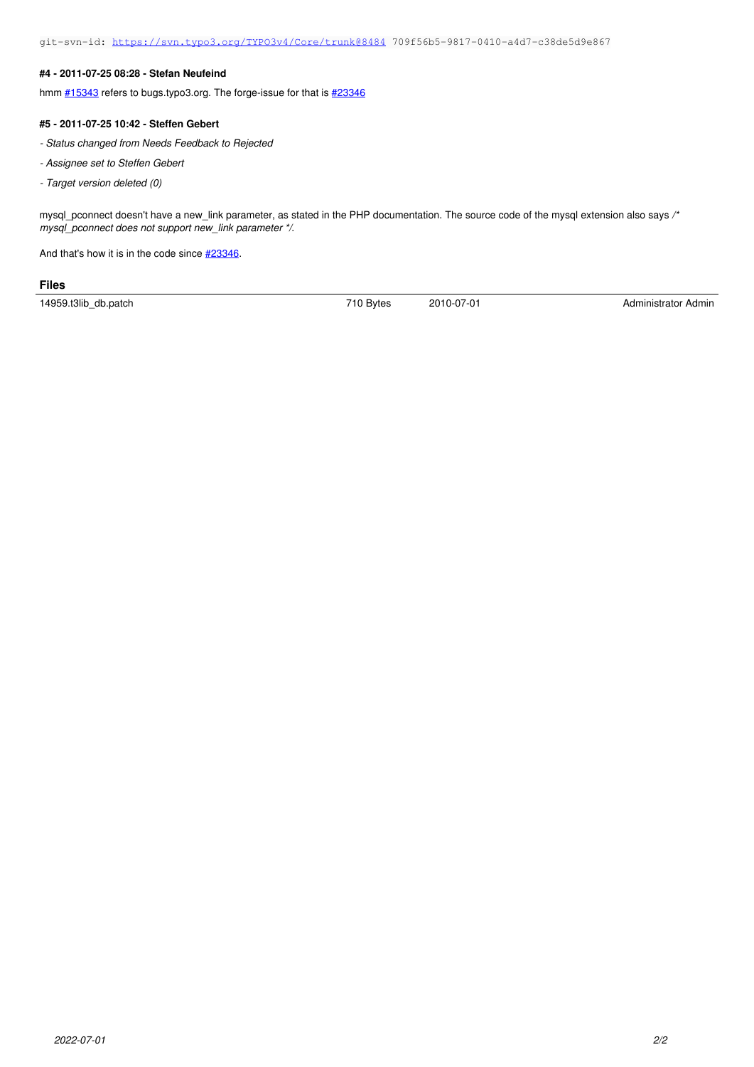git-svn-id: https://svn.typo3.org/TYPO3v4/Core/trunk@8484 709f56b5-9817-0410-a4d7-c38de5d9e867

#### #4 - 2011-07-25 08:28 - Stefan Neufeind

hmm #15343 refers to bugs.typo3.org. The forge-issue for that is #23346

#### #5 - 2011-07-25 10:42 - Steffen Gebert

- *Status changed from Needs Feedback to Rejected*
- *Assignee set to Steffen Gebert*
- *Target version deleted (0)*

mysql_pconnect doesn't have a new_link parameter, as stated in the PHP documentation. The source code of the mysql extension also says */* mysql_pconnect does not support new_link parameter */.*

And that's how it is in the code since #23346.

### Files

| | | | |
|---|---|---|---|
| 14959.t3lib_db.patch | 710 Bytes | 2010-07-01 | Administrator Admin |